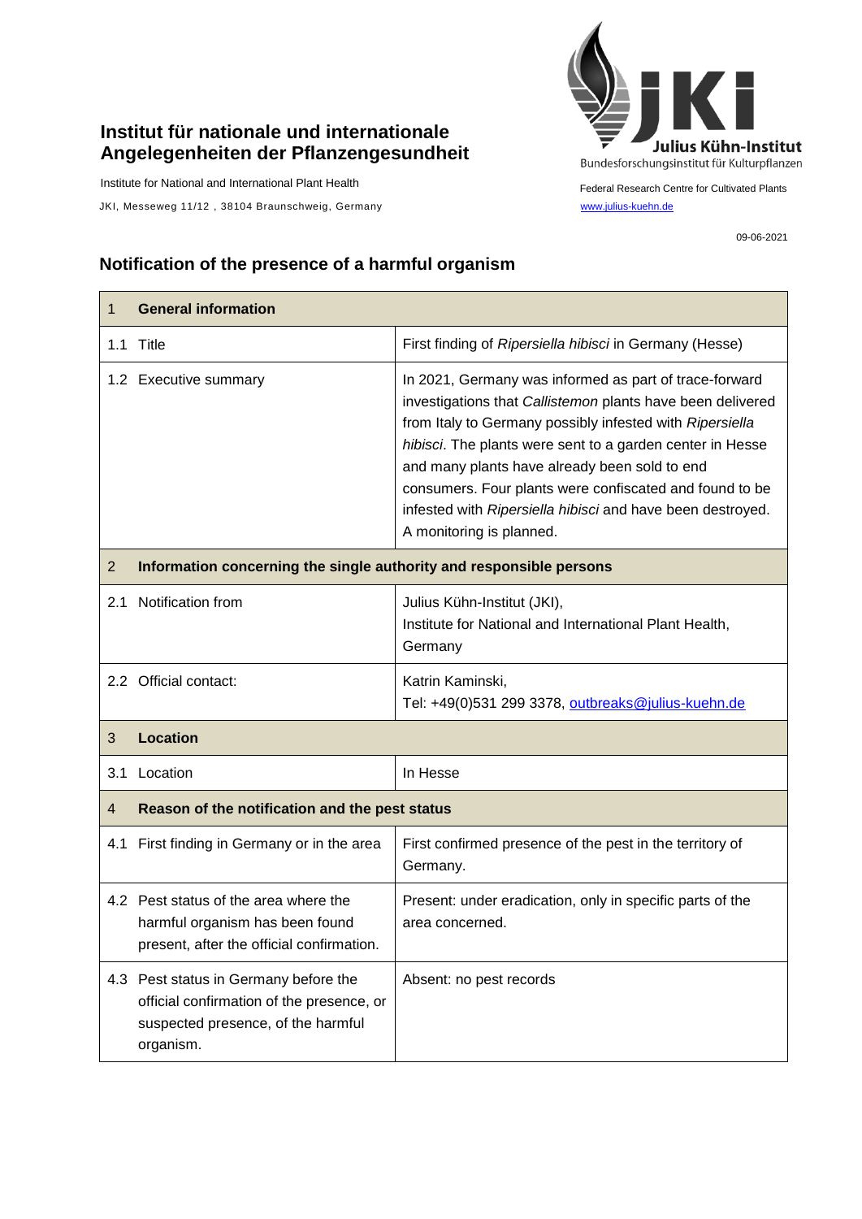**Institut für nationale und internationale Angelegenheiten der Pflanzengesundheit**

Institute for National and International Plant Health

JKI, Messeweg 11/12 , 38104 Braunschweig, Germany

Julius Kühn-Institut
Bundesforschungsinstitut für Kulturpflanzen

Federal Research Centre for Cultivated Plants

www.julius-kuehn.de

09-06-2021

## Notification of the presence of a harmful organism

| 1 **General information** | |
|---|---|
| 1.1 Title | First finding of *Ripersiella hibisci* in Germany (Hesse) |
| 1.2 Executive summary | In 2021, Germany was informed as part of trace-forward investigations that *Callistemon* plants have been delivered from Italy to Germany possibly infested with *Ripersiella hibisci*. The plants were sent to a garden center in Hesse and many plants have already been sold to end consumers. Four plants were confiscated and found to be infested with *Ripersiella hibisci* and have been destroyed. A monitoring is planned. |
| 2 **Information concerning the single authority and responsible persons** | |
| 2.1 Notification from | Julius Kühn-Institut (JKI), Institute for National and International Plant Health, Germany |
| 2.2 Official contact: | Katrin Kaminski, Tel: +49(0)531 299 3378, outbreaks@julius-kuehn.de |
| 3 **Location** | |
| 3.1 Location | In Hesse |
| 4 **Reason of the notification and the pest status** | |
| 4.1 First finding in Germany or in the area | First confirmed presence of the pest in the territory of Germany. |
| 4.2 Pest status of the area where the harmful organism has been found present, after the official confirmation. | Present: under eradication, only in specific parts of the area concerned. |
| 4.3 Pest status in Germany before the official confirmation of the presence, or suspected presence, of the harmful organism. | Absent: no pest records |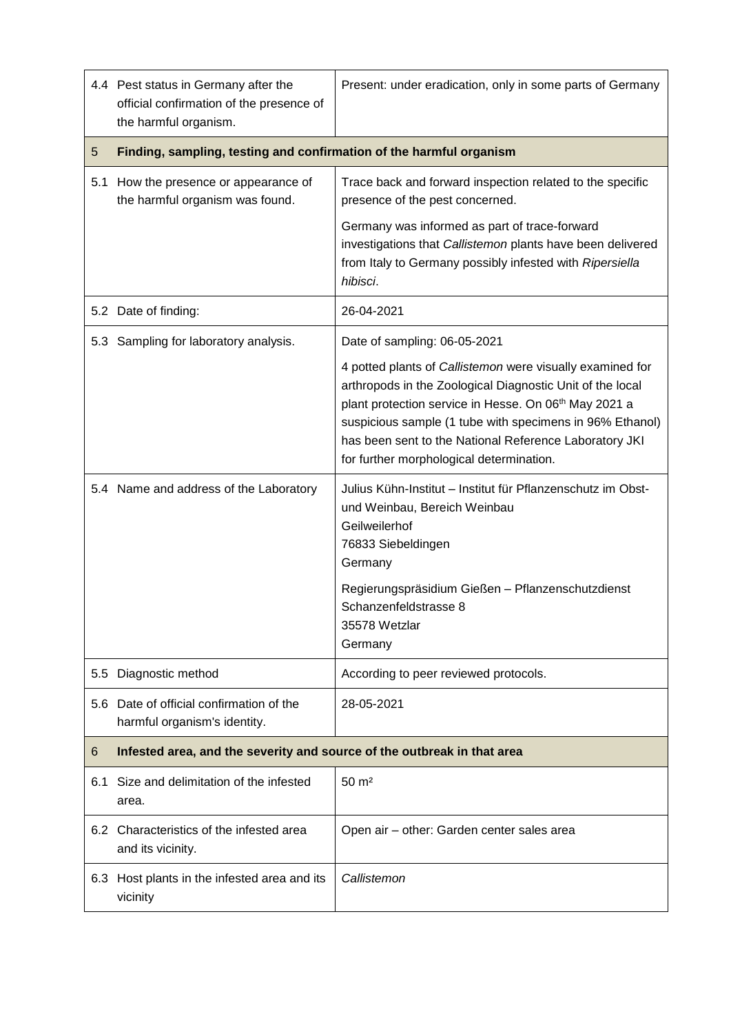| | | |
|---|---|---|
| 4.4 | Pest status in Germany after the official confirmation of the presence of the harmful organism. | Present: under eradication, only in some parts of Germany |
| **5** | **Finding, sampling, testing and confirmation of the harmful organism** | |
| 5.1 | How the presence or appearance of the harmful organism was found. | Trace back and forward inspection related to the specific presence of the pest concerned.<br><br>Germany was informed as part of trace-forward investigations that *Callistemon* plants have been delivered from Italy to Germany possibly infested with *Ripersiella hibisci*. |
| 5.2 | Date of finding: | 26-04-2021 |
| 5.3 | Sampling for laboratory analysis. | Date of sampling: 06-05-2021<br><br>4 potted plants of *Callistemon* were visually examined for arthropods in the Zoological Diagnostic Unit of the local plant protection service in Hesse. On 06th May 2021 a suspicious sample (1 tube with specimens in 96% Ethanol) has been sent to the National Reference Laboratory JKI for further morphological determination. |
| 5.4 | Name and address of the Laboratory | Julius Kühn-Institut – Institut für Pflanzenschutz im Obst- und Weinbau, Bereich Weinbau<br>Geilweilerhof<br>76833 Siebeldingen<br>Germany<br><br>Regierungspräsidium Gießen – Pflanzenschutzdienst<br>Schanzenfeldstrasse 8<br>35578 Wetzlar<br>Germany |
| 5.5 | Diagnostic method | According to peer reviewed protocols. |
| 5.6 | Date of official confirmation of the harmful organism's identity. | 28-05-2021 |
| **6** | **Infested area, and the severity and source of the outbreak in that area** | |
| 6.1 | Size and delimitation of the infested area. | 50 m² |
| 6.2 | Characteristics of the infested area and its vicinity. | Open air – other: Garden center sales area |
| 6.3 | Host plants in the infested area and its vicinity | *Callistemon* |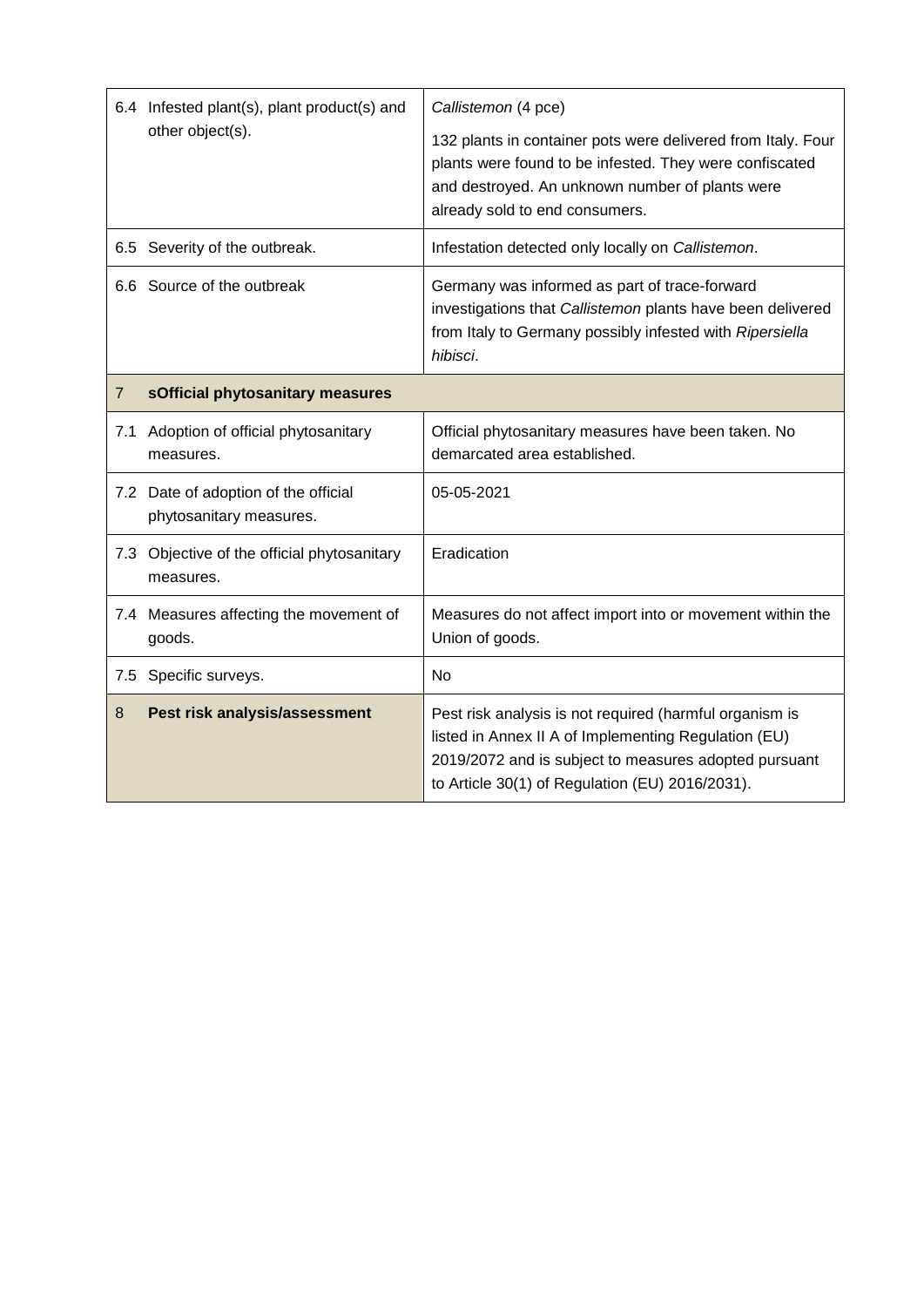| | |
|---|---|
| 6.4 Infested plant(s), plant product(s) and other object(s). | *Callistemon* (4 pce)<br><br>132 plants in container pots were delivered from Italy. Four plants were found to be infested. They were confiscated and destroyed. An unknown number of plants were already sold to end consumers. |
| 6.5 Severity of the outbreak. | Infestation detected only locally on *Callistemon*. |
| 6.6 Source of the outbreak | Germany was informed as part of trace-forward investigations that *Callistemon* plants have been delivered from Italy to Germany possibly infested with *Ripersiella hibisci*. |
| **7 sOfficial phytosanitary measures** | |
| 7.1 Adoption of official phytosanitary measures. | Official phytosanitary measures have been taken. No demarcated area established. |
| 7.2 Date of adoption of the official phytosanitary measures. | 05-05-2021 |
| 7.3 Objective of the official phytosanitary measures. | Eradication |
| 7.4 Measures affecting the movement of goods. | Measures do not affect import into or movement within the Union of goods. |
| 7.5 Specific surveys. | No |
| **8 Pest risk analysis/assessment** | Pest risk analysis is not required (harmful organism is listed in Annex II A of Implementing Regulation (EU) 2019/2072 and is subject to measures adopted pursuant to Article 30(1) of Regulation (EU) 2016/2031). |